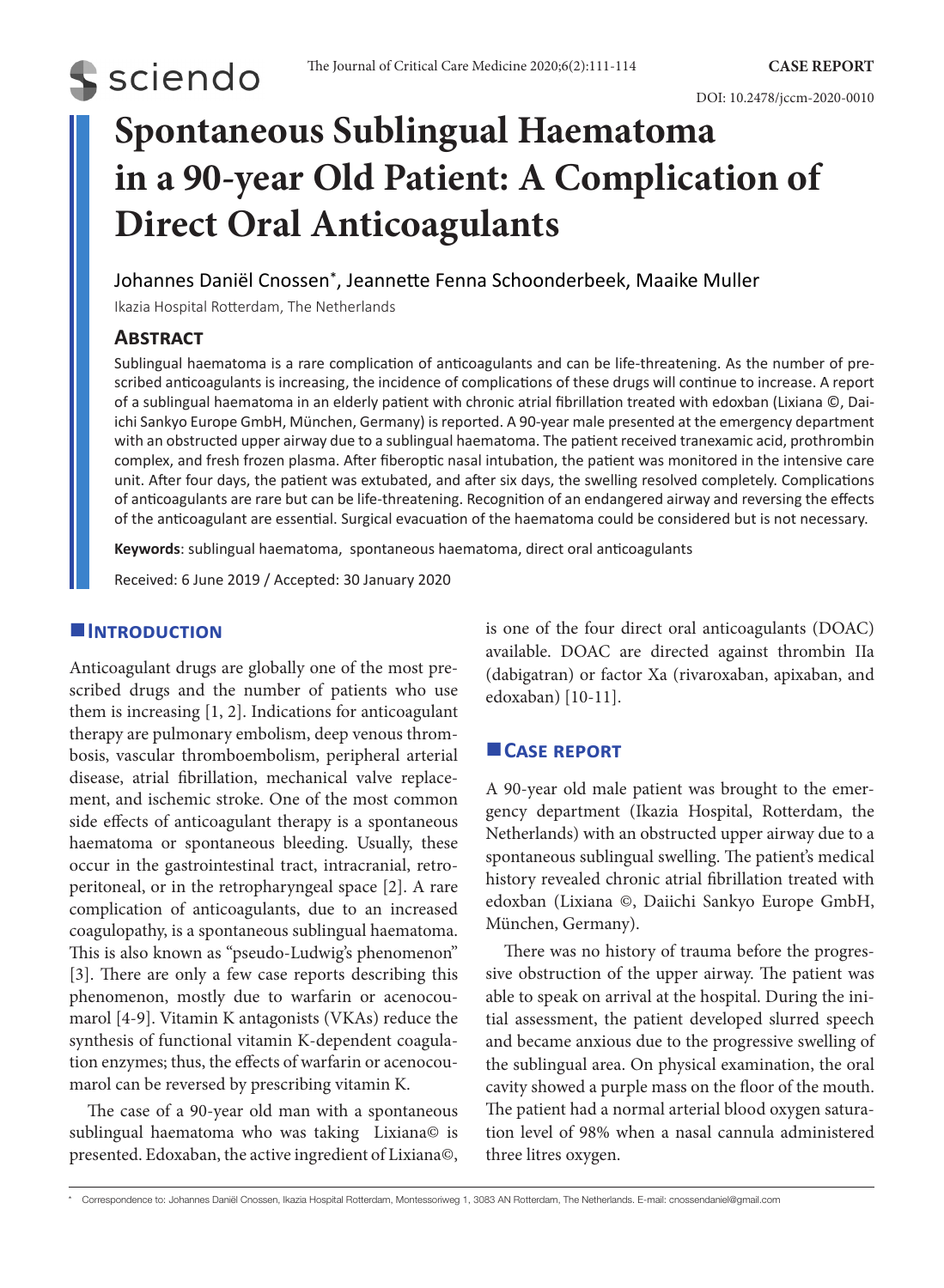CASE REPORT

DOI: 10.2478/jccm-2020-0010

# Spontaneous Sublingual Haematoma in a 90-year Old Patient: A Complication of Direct Oral Anticoagulants

Johannes Daniël Cnossen*, Jeannette Fenna Schoonderbeek, Maaike Muller

Ikazia Hospital Rotterdam, The Netherlands

## Abstract

Sublingual haematoma is a rare complication of anticoagulants and can be life-threatening. As the number of prescribed anticoagulants is increasing, the incidence of complications of these drugs will continue to increase. A report of a sublingual haematoma in an elderly patient with chronic atrial fibrillation treated with edoxban (Lixiana ©, Daiichi Sankyo Europe GmbH, München, Germany) is reported. A 90-year male presented at the emergency department with an obstructed upper airway due to a sublingual haematoma. The patient received tranexamic acid, prothrombin complex, and fresh frozen plasma. After fiberoptic nasal intubation, the patient was monitored in the intensive care unit. After four days, the patient was extubated, and after six days, the swelling resolved completely. Complications of anticoagulants are rare but can be life-threatening. Recognition of an endangered airway and reversing the effects of the anticoagulant are essential. Surgical evacuation of the haematoma could be considered but is not necessary.

**Keywords**: sublingual haematoma, spontaneous haematoma, direct oral anticoagulants

Received: 6 June 2019 / Accepted: 30 January 2020

## Introduction

Anticoagulant drugs are globally one of the most prescribed drugs and the number of patients who use them is increasing [1, 2]. Indications for anticoagulant therapy are pulmonary embolism, deep venous thrombosis, vascular thromboembolism, peripheral arterial disease, atrial fibrillation, mechanical valve replacement, and ischemic stroke. One of the most common side effects of anticoagulant therapy is a spontaneous haematoma or spontaneous bleeding. Usually, these occur in the gastrointestinal tract, intracranial, retroperitoneal, or in the retropharyngeal space [2]. A rare complication of anticoagulants, due to an increased coagulopathy, is a spontaneous sublingual haematoma. This is also known as "pseudo-Ludwig's phenomenon" [3]. There are only a few case reports describing this phenomenon, mostly due to warfarin or acenocoumarol [4-9]. Vitamin K antagonists (VKAs) reduce the synthesis of functional vitamin K-dependent coagulation enzymes; thus, the effects of warfarin or acenocoumarol can be reversed by prescribing vitamin K.

The case of a 90-year old man with a spontaneous sublingual haematoma who was taking Lixiana© is presented. Edoxaban, the active ingredient of Lixiana©, is one of the four direct oral anticoagulants (DOAC) available. DOAC are directed against thrombin IIa (dabigatran) or factor Xa (rivaroxaban, apixaban, and edoxaban) [10-11].

## Case report

A 90-year old male patient was brought to the emergency department (Ikazia Hospital, Rotterdam, the Netherlands) with an obstructed upper airway due to a spontaneous sublingual swelling. The patient's medical history revealed chronic atrial fibrillation treated with edoxban (Lixiana ©, Daiichi Sankyo Europe GmbH, München, Germany).

There was no history of trauma before the progressive obstruction of the upper airway. The patient was able to speak on arrival at the hospital. During the initial assessment, the patient developed slurred speech and became anxious due to the progressive swelling of the sublingual area. On physical examination, the oral cavity showed a purple mass on the floor of the mouth. The patient had a normal arterial blood oxygen saturation level of 98% when a nasal cannula administered three litres oxygen.

* Correspondence to: Johannes Daniël Cnossen, Ikazia Hospital Rotterdam, Montessoriweg 1, 3083 AN Rotterdam, The Netherlands. E-mail: cnossendaniel@gmail.com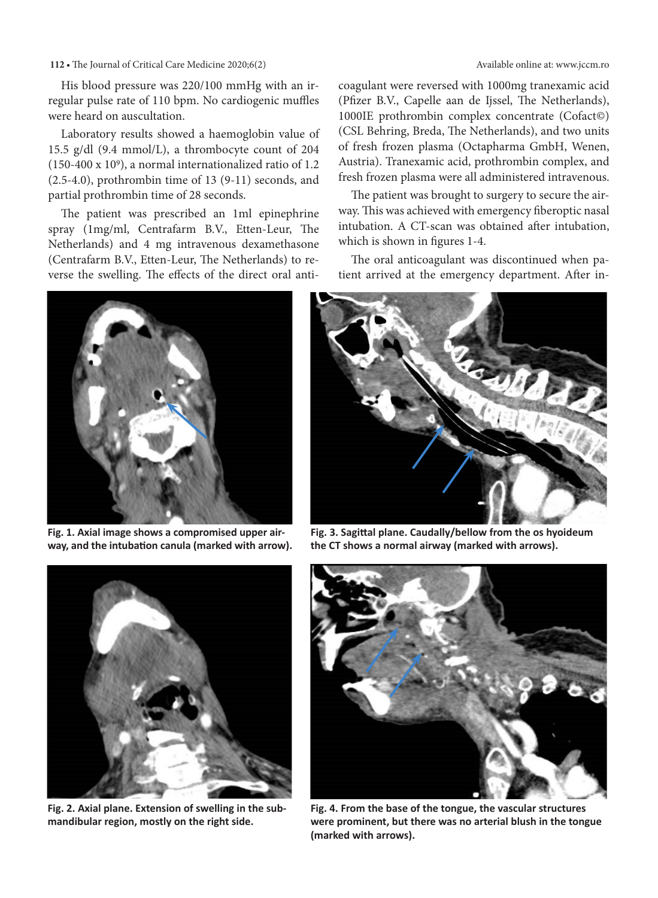His blood pressure was 220/100 mmHg with an irregular pulse rate of 110 bpm. No cardiogenic muffles were heard on auscultation.

Laboratory results showed a haemoglobin value of 15.5 g/dl (9.4 mmol/L), a thrombocyte count of 204 (150-400 x $10^9$), a normal internationalized ratio of 1.2 (2.5-4.0), prothrombin time of 13 (9-11) seconds, and partial prothrombin time of 28 seconds.

The patient was prescribed an 1ml epinephrine spray (1mg/ml, Centrafarm B.V., Etten-Leur, The Netherlands) and 4 mg intravenous dexamethasone (Centrafarm B.V., Etten-Leur, The Netherlands) to reverse the swelling. The effects of the direct oral anticoagulant were reversed with 1000mg tranexamic acid (Pfizer B.V., Capelle aan de Ijssel, The Netherlands), 1000IE prothrombin complex concentrate (Cofact©) (CSL Behring, Breda, The Netherlands), and two units of fresh frozen plasma (Octapharma GmbH, Wenen, Austria). Tranexamic acid, prothrombin complex, and fresh frozen plasma were all administered intravenous.

The patient was brought to surgery to secure the airway. This was achieved with emergency fiberoptic nasal intubation. A CT-scan was obtained after intubation, which is shown in figures 1-4.

The oral anticoagulant was discontinued when patient arrived at the emergency department. After in-

**Fig. 1. Axial image shows a compromised upper airway, and the intubation canula (marked with arrow).**

**Fig. 2. Axial plane. Extension of swelling in the submandibular region, mostly on the right side.**

**Fig. 3. Sagittal plane. Caudally/bellow from the os hyoideum the CT shows a normal airway (marked with arrows).**

**Fig. 4. From the base of the tongue, the vascular structures were prominent, but there was no arterial blush in the tongue (marked with arrows).**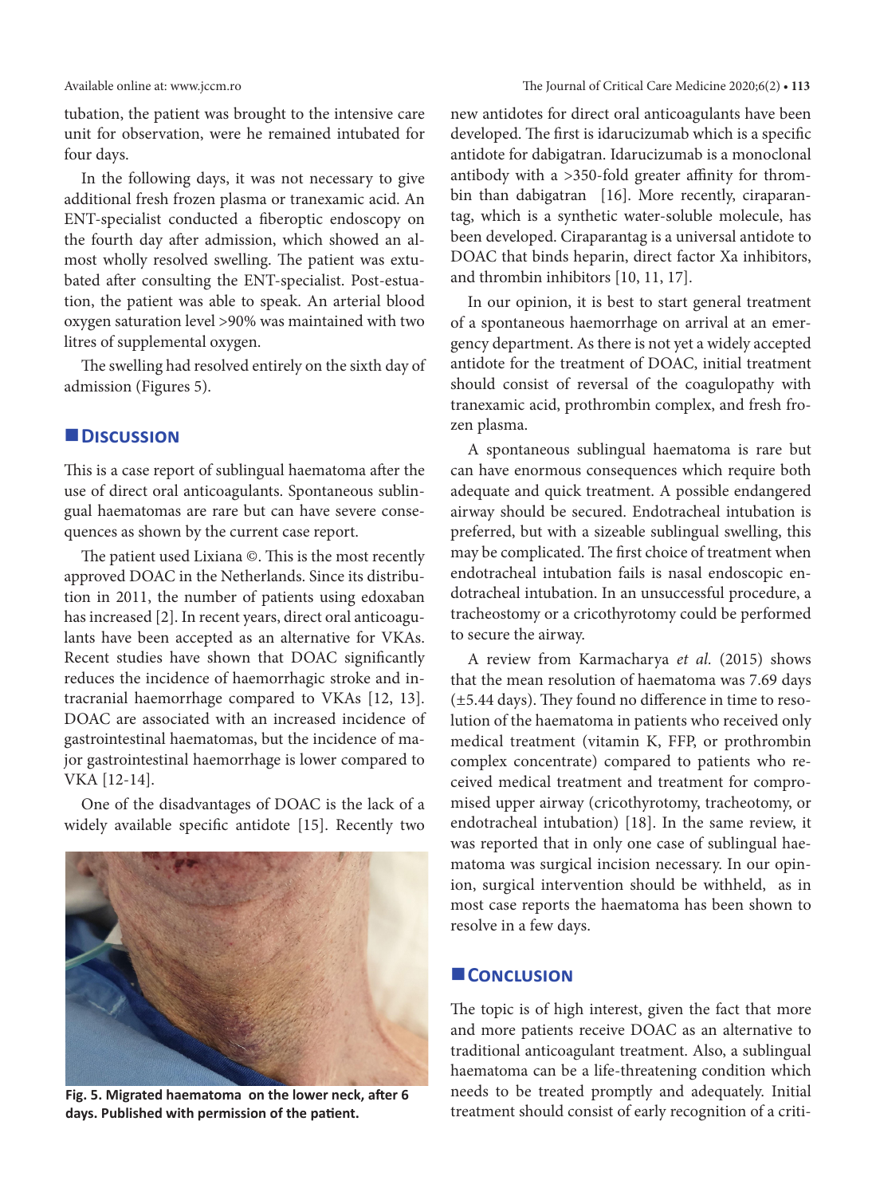tubation, the patient was brought to the intensive care unit for observation, were he remained intubated for four days.

In the following days, it was not necessary to give additional fresh frozen plasma or tranexamic acid. An ENT-specialist conducted a fiberoptic endoscopy on the fourth day after admission, which showed an almost wholly resolved swelling. The patient was extubated after consulting the ENT-specialist. Post-estuation, the patient was able to speak. An arterial blood oxygen saturation level >90% was maintained with two litres of supplemental oxygen.

The swelling had resolved entirely on the sixth day of admission (Figures 5).

## Discussion

This is a case report of sublingual haematoma after the use of direct oral anticoagulants. Spontaneous sublingual haematomas are rare but can have severe consequences as shown by the current case report.

The patient used Lixiana ©. This is the most recently approved DOAC in the Netherlands. Since its distribution in 2011, the number of patients using edoxaban has increased [2]. In recent years, direct oral anticoagulants have been accepted as an alternative for VKAs. Recent studies have shown that DOAC significantly reduces the incidence of haemorrhagic stroke and intracranial haemorrhage compared to VKAs [12, 13]. DOAC are associated with an increased incidence of gastrointestinal haematomas, but the incidence of major gastrointestinal haemorrhage is lower compared to VKA [12-14].

One of the disadvantages of DOAC is the lack of a widely available specific antidote [15]. Recently two new antidotes for direct oral anticoagulants have been developed. The first is idarucizumab which is a specific antidote for dabigatran. Idarucizumab is a monoclonal antibody with a >350-fold greater affinity for thrombin than dabigatran [16]. More recently, ciraparantag, which is a synthetic water-soluble molecule, has been developed. Ciraparantag is a universal antidote to DOAC that binds heparin, direct factor Xa inhibitors, and thrombin inhibitors [10, 11, 17].

Fig. 5. Migrated haematoma on the lower neck, after 6 days. Published with permission of the patient.

In our opinion, it is best to start general treatment of a spontaneous haemorrhage on arrival at an emergency department. As there is not yet a widely accepted antidote for the treatment of DOAC, initial treatment should consist of reversal of the coagulopathy with tranexamic acid, prothrombin complex, and fresh frozen plasma.

A spontaneous sublingual haematoma is rare but can have enormous consequences which require both adequate and quick treatment. A possible endangered airway should be secured. Endotracheal intubation is preferred, but with a sizeable sublingual swelling, this may be complicated. The first choice of treatment when endotracheal intubation fails is nasal endoscopic endotracheal intubation. In an unsuccessful procedure, a tracheostomy or a cricothyrotomy could be performed to secure the airway.

A review from Karmacharya *et al.* (2015) shows that the mean resolution of haematoma was 7.69 days (±5.44 days). They found no difference in time to resolution of the haematoma in patients who received only medical treatment (vitamin K, FFP, or prothrombin complex concentrate) compared to patients who received medical treatment and treatment for compromised upper airway (cricothyrotomy, tracheotomy, or endotracheal intubation) [18]. In the same review, it was reported that in only one case of sublingual haematoma was surgical incision necessary. In our opinion, surgical intervention should be withheld, as in most case reports the haematoma has been shown to resolve in a few days.

## Conclusion

The topic is of high interest, given the fact that more and more patients receive DOAC as an alternative to traditional anticoagulant treatment. Also, a sublingual haematoma can be a life-threatening condition which needs to be treated promptly and adequately. Initial treatment should consist of early recognition of a criti-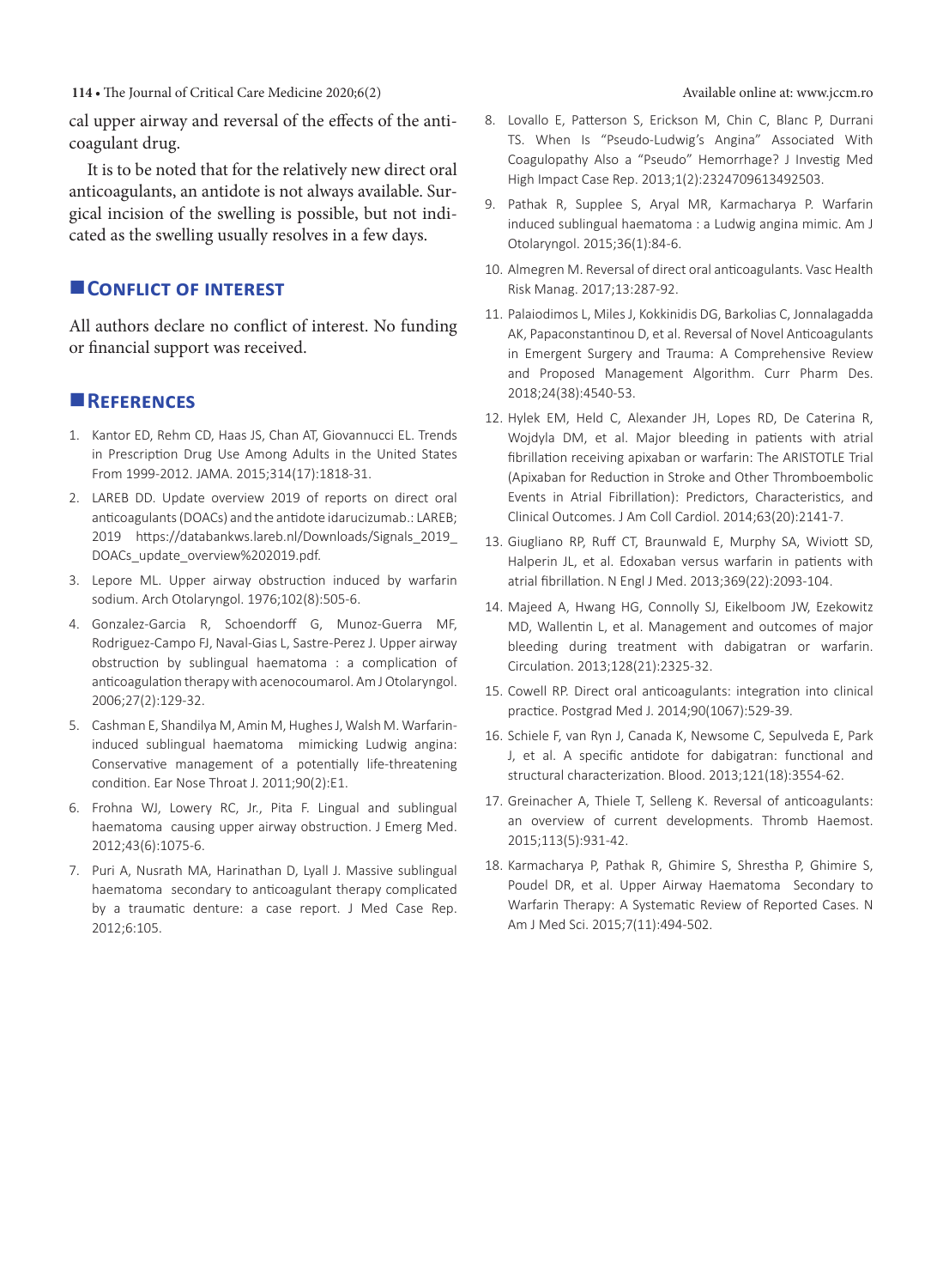cal upper airway and reversal of the effects of the anticoagulant drug.

It is to be noted that for the relatively new direct oral anticoagulants, an antidote is not always available. Surgical incision of the swelling is possible, but not indicated as the swelling usually resolves in a few days.

## Conflict of interest

All authors declare no conflict of interest. No funding or financial support was received.

## References

1. Kantor ED, Rehm CD, Haas JS, Chan AT, Giovannucci EL. Trends in Prescription Drug Use Among Adults in the United States From 1999-2012. JAMA. 2015;314(17):1818-31.
2. LAREB DD. Update overview 2019 of reports on direct oral anticoagulants (DOACs) and the antidote idarucizumab.: LAREB; 2019 https://databankws.lareb.nl/Downloads/Signals_2019_DOACs_update_overview%202019.pdf.
3. Lepore ML. Upper airway obstruction induced by warfarin sodium. Arch Otolaryngol. 1976;102(8):505-6.
4. Gonzalez-Garcia R, Schoendorff G, Munoz-Guerra MF, Rodriguez-Campo FJ, Naval-Gias L, Sastre-Perez J. Upper airway obstruction by sublingual haematoma : a complication of anticoagulation therapy with acenocoumarol. Am J Otolaryngol. 2006;27(2):129-32.
5. Cashman E, Shandilya M, Amin M, Hughes J, Walsh M. Warfarin-induced sublingual haematoma mimicking Ludwig angina: Conservative management of a potentially life-threatening condition. Ear Nose Throat J. 2011;90(2):E1.
6. Frohna WJ, Lowery RC, Jr., Pita F. Lingual and sublingual haematoma causing upper airway obstruction. J Emerg Med. 2012;43(6):1075-6.
7. Puri A, Nusrath MA, Harinathan D, Lyall J. Massive sublingual haematoma secondary to anticoagulant therapy complicated by a traumatic denture: a case report. J Med Case Rep. 2012;6:105.
8. Lovallo E, Patterson S, Erickson M, Chin C, Blanc P, Durrani TS. When Is "Pseudo-Ludwig's Angina" Associated With Coagulopathy Also a "Pseudo" Hemorrhage? J Investig Med High Impact Case Rep. 2013;1(2):2324709613492503.
9. Pathak R, Supplee S, Aryal MR, Karmacharya P. Warfarin induced sublingual haematoma : a Ludwig angina mimic. Am J Otolaryngol. 2015;36(1):84-6.
10. Almegren M. Reversal of direct oral anticoagulants. Vasc Health Risk Manag. 2017;13:287-92.
11. Palaiodimos L, Miles J, Kokkinidis DG, Barkolias C, Jonnalagadda AK, Papaconstantinou D, et al. Reversal of Novel Anticoagulants in Emergent Surgery and Trauma: A Comprehensive Review and Proposed Management Algorithm. Curr Pharm Des. 2018;24(38):4540-53.
12. Hylek EM, Held C, Alexander JH, Lopes RD, De Caterina R, Wojdyla DM, et al. Major bleeding in patients with atrial fibrillation receiving apixaban or warfarin: The ARISTOTLE Trial (Apixaban for Reduction in Stroke and Other Thromboembolic Events in Atrial Fibrillation): Predictors, Characteristics, and Clinical Outcomes. J Am Coll Cardiol. 2014;63(20):2141-7.
13. Giugliano RP, Ruff CT, Braunwald E, Murphy SA, Wiviott SD, Halperin JL, et al. Edoxaban versus warfarin in patients with atrial fibrillation. N Engl J Med. 2013;369(22):2093-104.
14. Majeed A, Hwang HG, Connolly SJ, Eikelboom JW, Ezekowitz MD, Wallentin L, et al. Management and outcomes of major bleeding during treatment with dabigatran or warfarin. Circulation. 2013;128(21):2325-32.
15. Cowell RP. Direct oral anticoagulants: integration into clinical practice. Postgrad Med J. 2014;90(1067):529-39.
16. Schiele F, van Ryn J, Canada K, Newsome C, Sepulveda E, Park J, et al. A specific antidote for dabigatran: functional and structural characterization. Blood. 2013;121(18):3554-62.
17. Greinacher A, Thiele T, Selleng K. Reversal of anticoagulants: an overview of current developments. Thromb Haemost. 2015;113(5):931-42.
18. Karmacharya P, Pathak R, Ghimire S, Shrestha P, Ghimire S, Poudel DR, et al. Upper Airway Haematoma Secondary to Warfarin Therapy: A Systematic Review of Reported Cases. N Am J Med Sci. 2015;7(11):494-502.